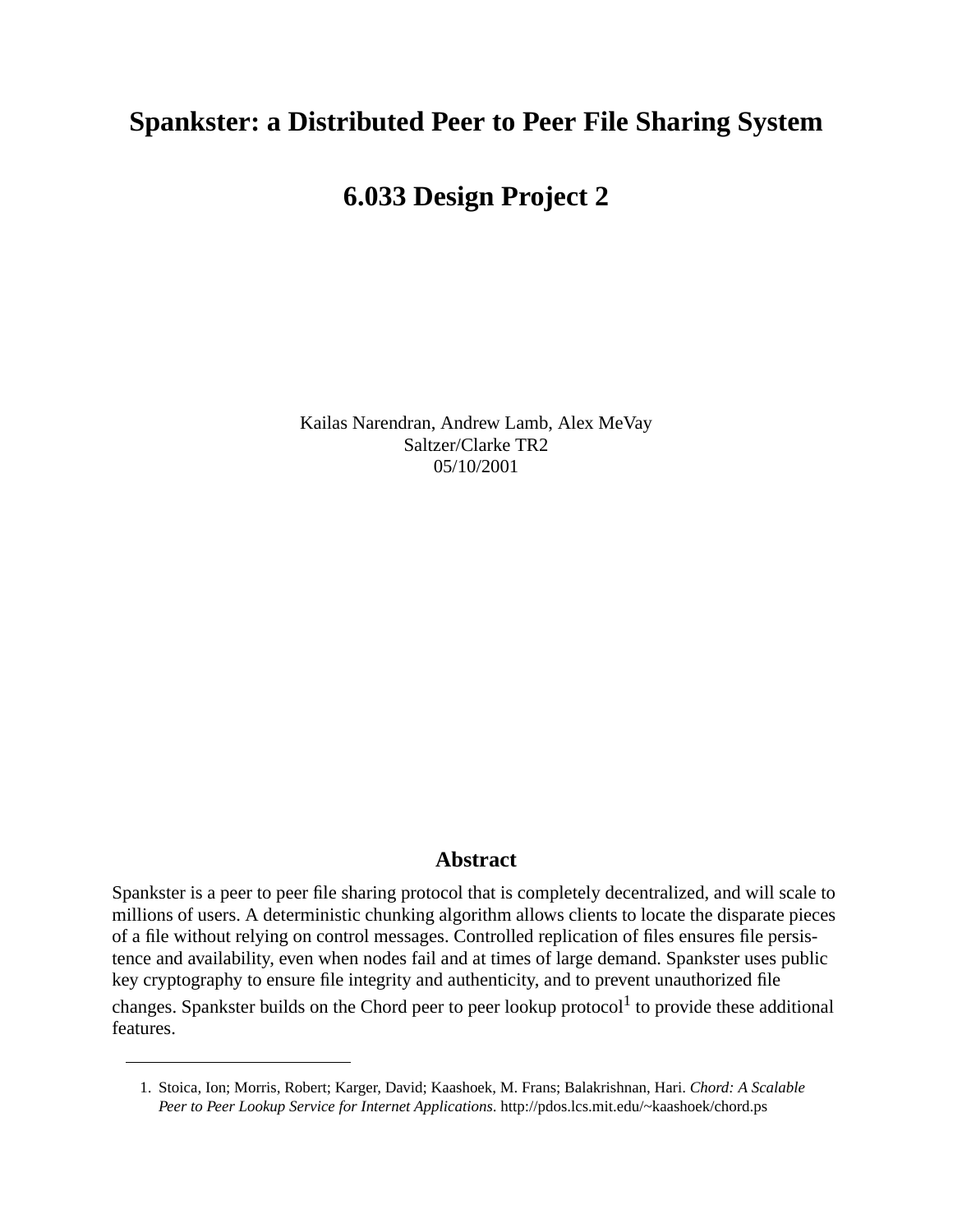# Spankster: a Distributed Peer to Peer File Sharing System

# 6.033 Design Project 2

Kailas Narendran, Andrew Lamb, Alex MeVay
Saltzer/Clarke TR2
05/10/2001

## Abstract

Spankster is a peer to peer file sharing protocol that is completely decentralized, and will scale to millions of users. A deterministic chunking algorithm allows clients to locate the disparate pieces of a file without relying on control messages. Controlled replication of files ensures file persistence and availability, even when nodes fail and at times of large demand. Spankster uses public key cryptography to ensure file integrity and authenticity, and to prevent unauthorized file changes. Spankster builds on the Chord peer to peer lookup protocol[1] to provide these additional features.

1. Stoica, Ion; Morris, Robert; Karger, David; Kaashoek, M. Frans; Balakrishnan, Hari. *Chord: A Scalable Peer to Peer Lookup Service for Internet Applications*. http://pdos.lcs.mit.edu/~kaashoek/chord.ps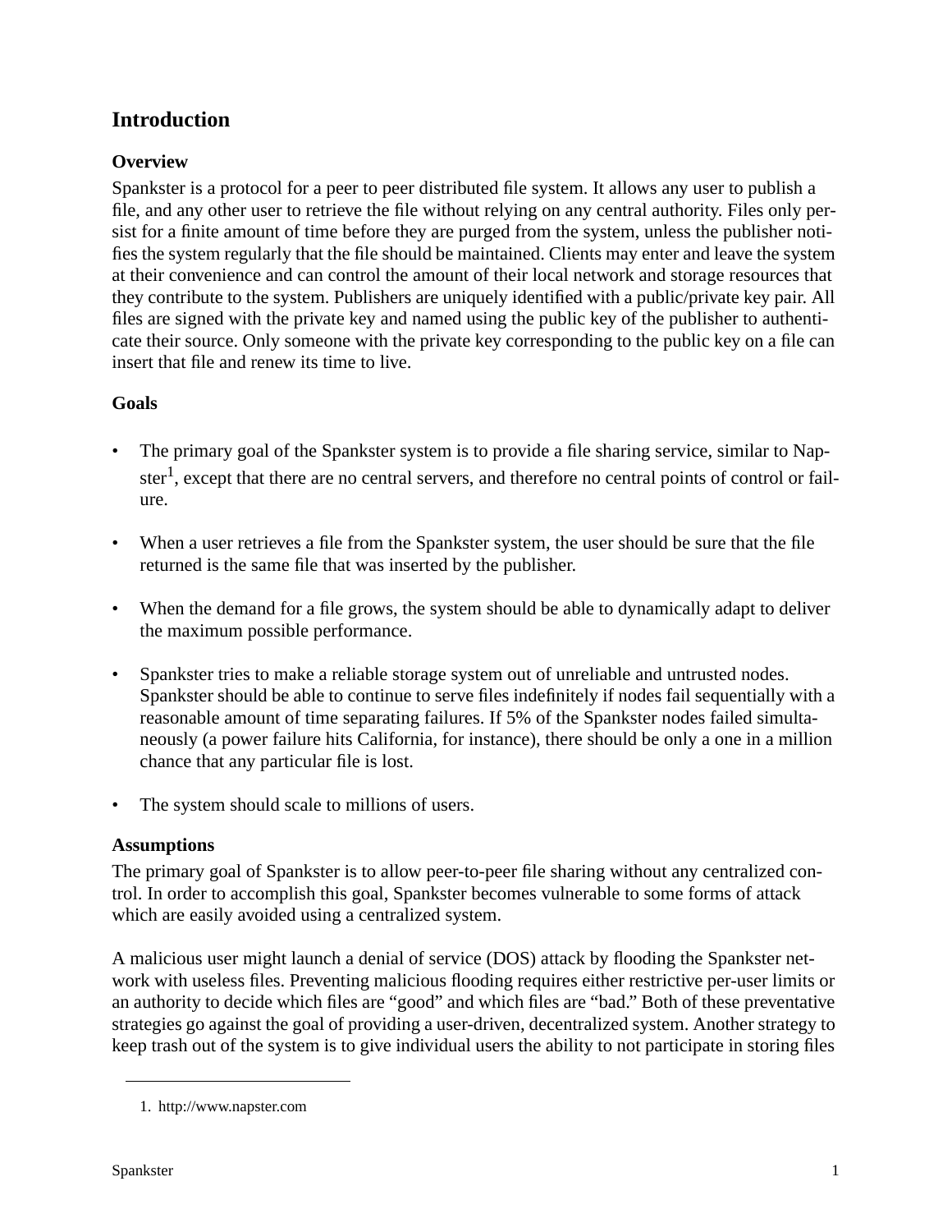# Introduction

## Overview

Spankster is a protocol for a peer to peer distributed file system. It allows any user to publish a file, and any other user to retrieve the file without relying on any central authority. Files only persist for a finite amount of time before they are purged from the system, unless the publisher notifies the system regularly that the file should be maintained. Clients may enter and leave the system at their convenience and can control the amount of their local network and storage resources that they contribute to the system. Publishers are uniquely identified with a public/private key pair. All files are signed with the private key and named using the public key of the publisher to authenticate their source. Only someone with the private key corresponding to the public key on a file can insert that file and renew its time to live.

## Goals

- The primary goal of the Spankster system is to provide a file sharing service, similar to Napster[1], except that there are no central servers, and therefore no central points of control or failure.
- When a user retrieves a file from the Spankster system, the user should be sure that the file returned is the same file that was inserted by the publisher.
- When the demand for a file grows, the system should be able to dynamically adapt to deliver the maximum possible performance.
- Spankster tries to make a reliable storage system out of unreliable and untrusted nodes. Spankster should be able to continue to serve files indefinitely if nodes fail sequentially with a reasonable amount of time separating failures. If 5% of the Spankster nodes failed simultaneously (a power failure hits California, for instance), there should be only a one in a million chance that any particular file is lost.
- The system should scale to millions of users.

## Assumptions

The primary goal of Spankster is to allow peer-to-peer file sharing without any centralized control. In order to accomplish this goal, Spankster becomes vulnerable to some forms of attack which are easily avoided using a centralized system.

A malicious user might launch a denial of service (DOS) attack by flooding the Spankster network with useless files. Preventing malicious flooding requires either restrictive per-user limits or an authority to decide which files are "good" and which files are "bad." Both of these preventative strategies go against the goal of providing a user-driven, decentralized system. Another strategy to keep trash out of the system is to give individual users the ability to not participate in storing files

[1] http://www.napster.com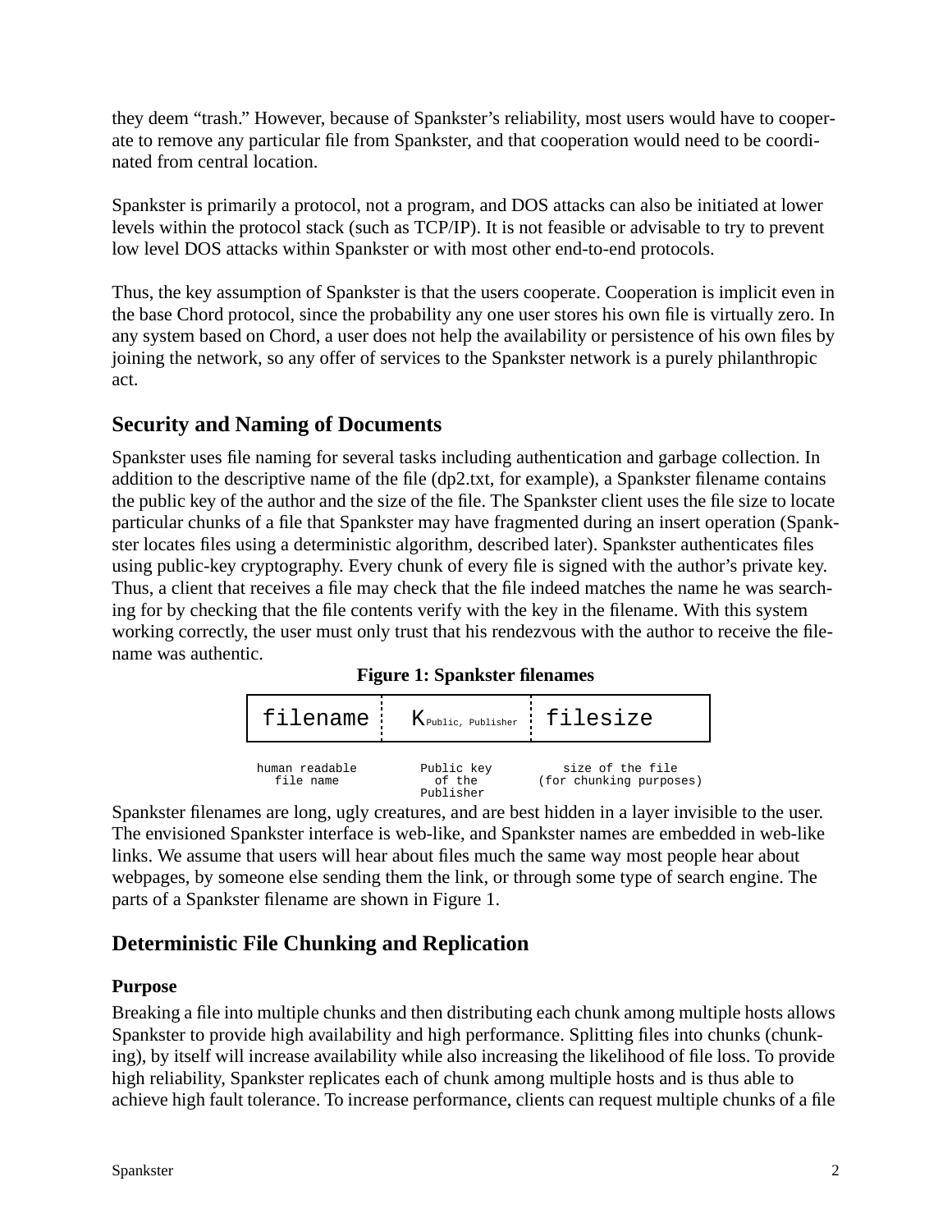they deem "trash." However, because of Spankster's reliability, most users would have to cooperate to remove any particular file from Spankster, and that cooperation would need to be coordinated from central location.

Spankster is primarily a protocol, not a program, and DOS attacks can also be initiated at lower levels within the protocol stack (such as TCP/IP). It is not feasible or advisable to try to prevent low level DOS attacks within Spankster or with most other end-to-end protocols.

Thus, the key assumption of Spankster is that the users cooperate. Cooperation is implicit even in the base Chord protocol, since the probability any one user stores his own file is virtually zero. In any system based on Chord, a user does not help the availability or persistence of his own files by joining the network, so any offer of services to the Spankster network is a purely philanthropic act.

## Security and Naming of Documents

Spankster uses file naming for several tasks including authentication and garbage collection. In addition to the descriptive name of the file (dp2.txt, for example), a Spankster filename contains the public key of the author and the size of the file. The Spankster client uses the file size to locate particular chunks of a file that Spankster may have fragmented during an insert operation (Spankster locates files using a deterministic algorithm, described later). Spankster authenticates files using public-key cryptography. Every chunk of every file is signed with the author's private key. Thus, a client that receives a file may check that the file indeed matches the name he was searching for by checking that the file contents verify with the key in the filename. With this system working correctly, the user must only trust that his rendezvous with the author to receive the filename was authentic.

**Figure 1: Spankster filenames**

| filename | $K_{\text{Public, Publisher}}$ | filesize |
|---|---|---|
| human readable file name | Public key of the Publisher | size of the file (for chunking purposes) |

Spankster filenames are long, ugly creatures, and are best hidden in a layer invisible to the user. The envisioned Spankster interface is web-like, and Spankster names are embedded in web-like links. We assume that users will hear about files much the same way most people hear about webpages, by someone else sending them the link, or through some type of search engine. The parts of a Spankster filename are shown in Figure 1.

## Deterministic File Chunking and Replication

### Purpose

Breaking a file into multiple chunks and then distributing each chunk among multiple hosts allows Spankster to provide high availability and high performance. Splitting files into chunks (chunking), by itself will increase availability while also increasing the likelihood of file loss. To provide high reliability, Spankster replicates each of chunk among multiple hosts and is thus able to achieve high fault tolerance. To increase performance, clients can request multiple chunks of a file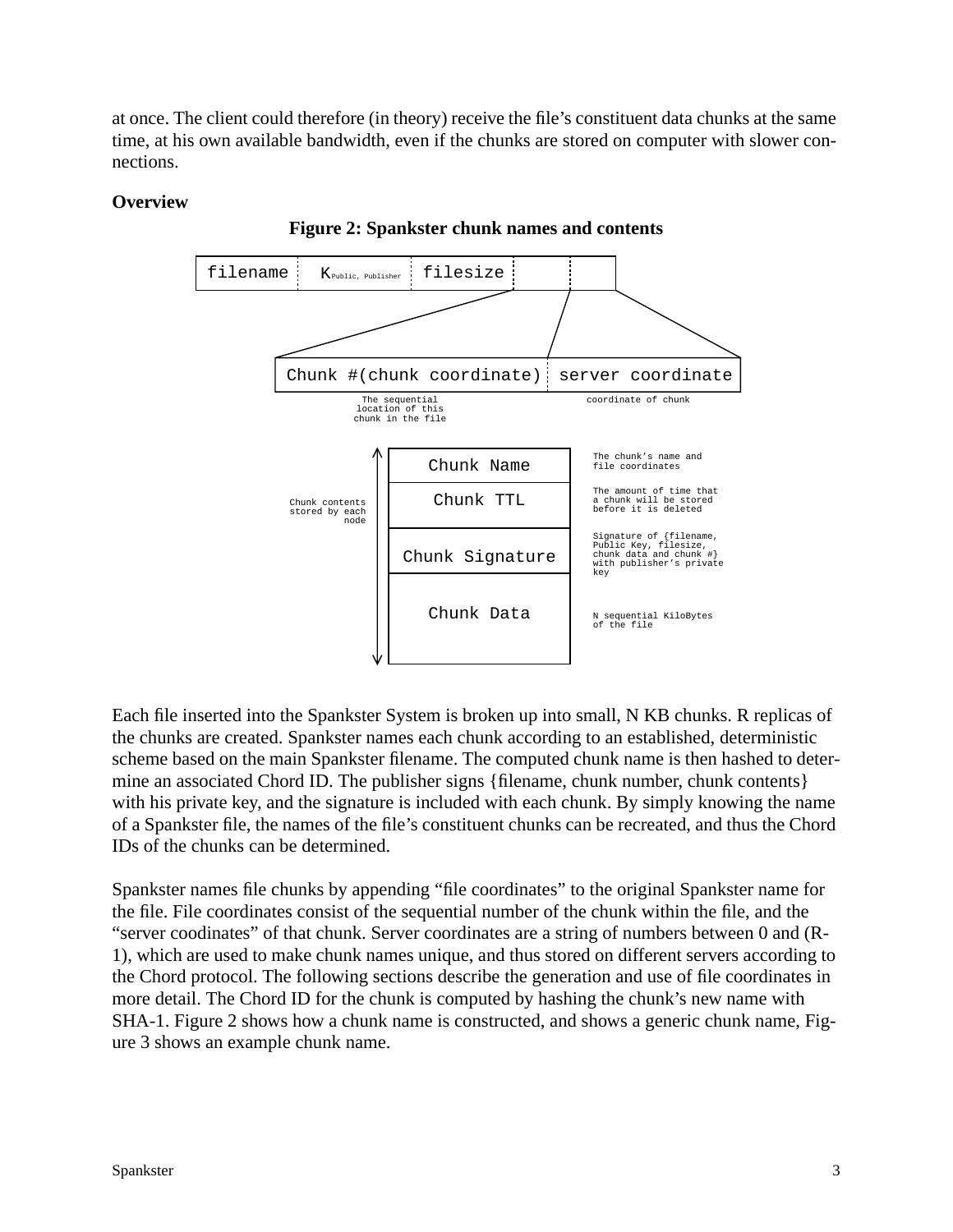at once. The client could therefore (in theory) receive the file's constituent data chunks at the same time, at his own available bandwidth, even if the chunks are stored on computer with slower connections.

**Overview**

**Figure 2: Spankster chunk names and contents**

filename | $K_{Public, Publisher}$ | filesize | |

Chunk #(chunk coordinate) | server coordinate

The sequential location of this chunk in the file

coordinate of chunk

Chunk contents stored by each node

| | |
|---|---|
| Chunk Name | The chunk's name and file coordinates |
| Chunk TTL | The amount of time that a chunk will be stored before it is deleted |
| Chunk Signature | Signature of {filename, Public Key, filesize, chunk data and chunk #} with publisher's private key |
| Chunk Data | N sequential KiloBytes of the file |

Each file inserted into the Spankster System is broken up into small, N KB chunks. R replicas of the chunks are created. Spankster names each chunk according to an established, deterministic scheme based on the main Spankster filename. The computed chunk name is then hashed to determine an associated Chord ID. The publisher signs {filename, chunk number, chunk contents} with his private key, and the signature is included with each chunk. By simply knowing the name of a Spankster file, the names of the file's constituent chunks can be recreated, and thus the Chord IDs of the chunks can be determined.

Spankster names file chunks by appending "file coordinates" to the original Spankster name for the file. File coordinates consist of the sequential number of the chunk within the file, and the "server coodinates" of that chunk. Server coordinates are a string of numbers between 0 and (R-1), which are used to make chunk names unique, and thus stored on different servers according to the Chord protocol. The following sections describe the generation and use of file coordinates in more detail. The Chord ID for the chunk is computed by hashing the chunk's new name with SHA-1. Figure 2 shows how a chunk name is constructed, and shows a generic chunk name, Figure 3 shows an example chunk name.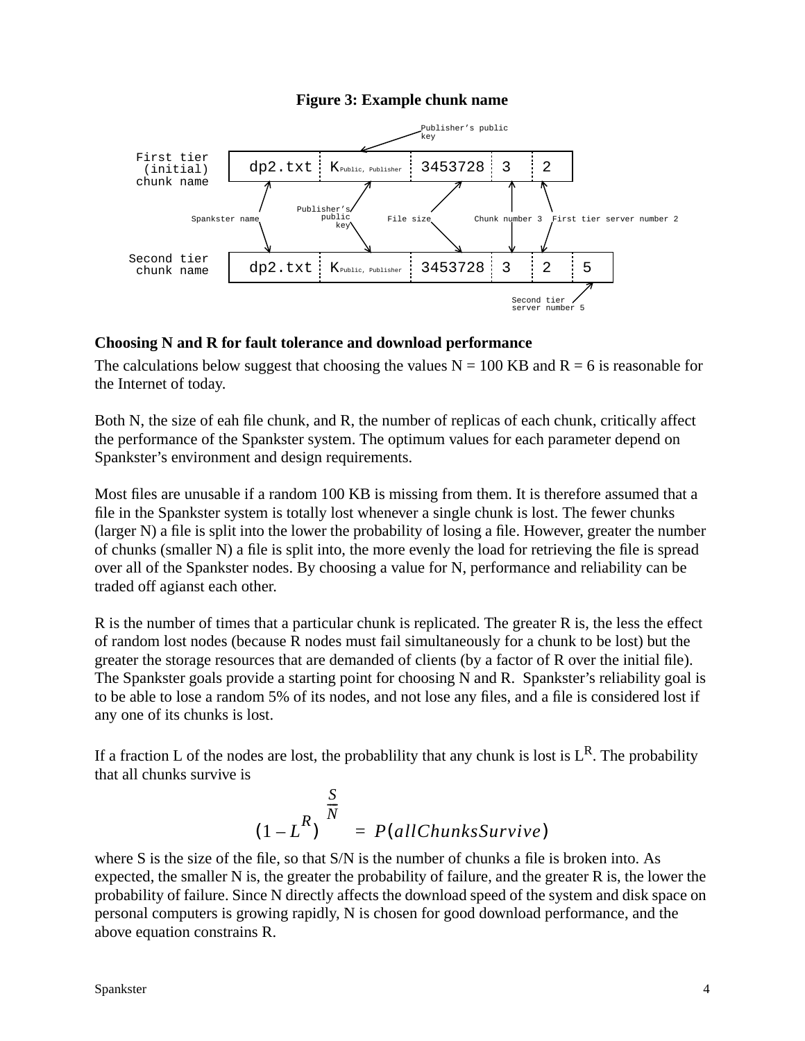**Figure 3: Example chunk name**

| | | | | | | |
|---|---|---|---|---|---|---|
| First tier (initial) chunk name | dp2.txt | $K_{Public, Publisher}$ | 3453728 | 3 | 2 | |
| Second tier chunk name | dp2.txt | $K_{Public, Publisher}$ | 3453728 | 3 | 2 | 5 |

Labels: Spankster name; Publisher's public key; File size; Chunk number 3; First tier server number 2; Second tier server number 5

### Choosing N and R for fault tolerance and download performance

The calculations below suggest that choosing the values N = 100 KB and R = 6 is reasonable for the Internet of today.

Both N, the size of eah file chunk, and R, the number of replicas of each chunk, critically affect the performance of the Spankster system. The optimum values for each parameter depend on Spankster's environment and design requirements.

Most files are unusable if a random 100 KB is missing from them. It is therefore assumed that a file in the Spankster system is totally lost whenever a single chunk is lost. The fewer chunks (larger N) a file is split into the lower the probability of losing a file. However, greater the number of chunks (smaller N) a file is split into, the more evenly the load for retrieving the file is spread over all of the Spankster nodes. By choosing a value for N, performance and reliability can be traded off agianst each other.

R is the number of times that a particular chunk is replicated. The greater R is, the less the effect of random lost nodes (because R nodes must fail simultaneously for a chunk to be lost) but the greater the storage resources that are demanded of clients (by a factor of R over the initial file). The Spankster goals provide a starting point for choosing N and R. Spankster's reliability goal is to be able to lose a random 5% of its nodes, and not lose any files, and a file is considered lost if any one of its chunks is lost.

If a fraction L of the nodes are lost, the probablility that any chunk is lost is $L^R$. The probability that all chunks survive is

$$(1 - L^R)^{\frac{S}{N}} = P(allChunksSurvive)$$

where S is the size of the file, so that S/N is the number of chunks a file is broken into. As expected, the smaller N is, the greater the probability of failure, and the greater R is, the lower the probability of failure. Since N directly affects the download speed of the system and disk space on personal computers is growing rapidly, N is chosen for good download performance, and the above equation constrains R.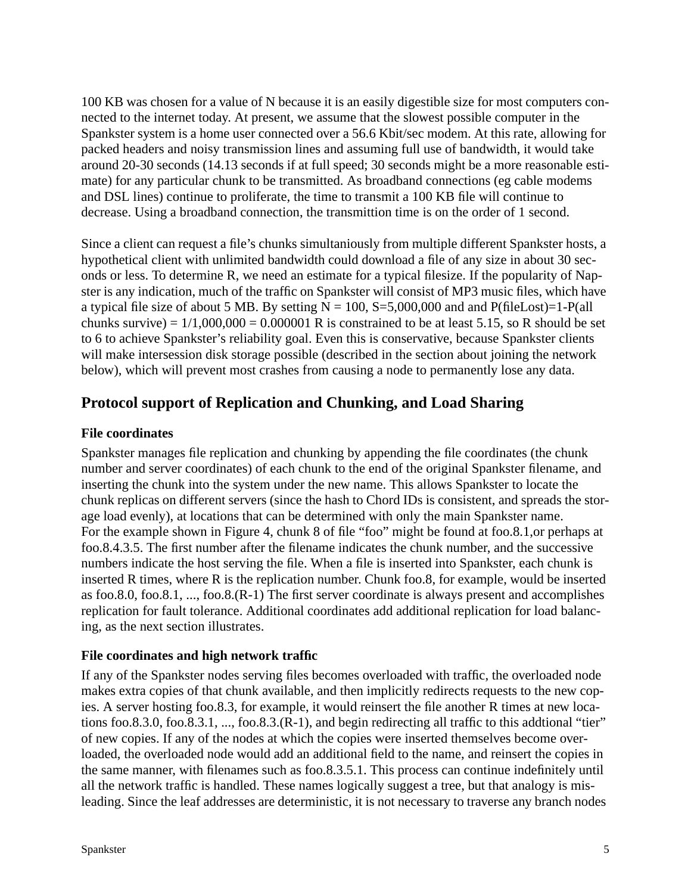100 KB was chosen for a value of N because it is an easily digestible size for most computers connected to the internet today. At present, we assume that the slowest possible computer in the Spankster system is a home user connected over a 56.6 Kbit/sec modem. At this rate, allowing for packed headers and noisy transmission lines and assuming full use of bandwidth, it would take around 20-30 seconds (14.13 seconds if at full speed; 30 seconds might be a more reasonable estimate) for any particular chunk to be transmitted. As broadband connections (eg cable modems and DSL lines) continue to proliferate, the time to transmit a 100 KB file will continue to decrease. Using a broadband connection, the transmittion time is on the order of 1 second.

Since a client can request a file's chunks simultaniously from multiple different Spankster hosts, a hypothetical client with unlimited bandwidth could download a file of any size in about 30 seconds or less. To determine R, we need an estimate for a typical filesize. If the popularity of Napster is any indication, much of the traffic on Spankster will consist of MP3 music files, which have a typical file size of about 5 MB. By setting N = 100, S=5,000,000 and and P(fileLost)=1-P(all chunks survive) = 1/1,000,000 = 0.000001 R is constrained to be at least 5.15, so R should be set to 6 to achieve Spankster's reliability goal. Even this is conservative, because Spankster clients will make intersession disk storage possible (described in the section about joining the network below), which will prevent most crashes from causing a node to permanently lose any data.

## Protocol support of Replication and Chunking, and Load Sharing

### File coordinates

Spankster manages file replication and chunking by appending the file coordinates (the chunk number and server coordinates) of each chunk to the end of the original Spankster filename, and inserting the chunk into the system under the new name. This allows Spankster to locate the chunk replicas on different servers (since the hash to Chord IDs is consistent, and spreads the storage load evenly), at locations that can be determined with only the main Spankster name.
For the example shown in Figure 4, chunk 8 of file "foo" might be found at foo.8.1,or perhaps at foo.8.4.3.5. The first number after the filename indicates the chunk number, and the successive numbers indicate the host serving the file. When a file is inserted into Spankster, each chunk is inserted R times, where R is the replication number. Chunk foo.8, for example, would be inserted as foo.8.0, foo.8.1, ..., foo.8.(R-1) The first server coordinate is always present and accomplishes replication for fault tolerance. Additional coordinates add additional replication for load balancing, as the next section illustrates.

### File coordinates and high network traffic

If any of the Spankster nodes serving files becomes overloaded with traffic, the overloaded node makes extra copies of that chunk available, and then implicitly redirects requests to the new copies. A server hosting foo.8.3, for example, it would reinsert the file another R times at new locations foo.8.3.0, foo.8.3.1, ..., foo.8.3.(R-1), and begin redirecting all traffic to this addtional "tier" of new copies. If any of the nodes at which the copies were inserted themselves become overloaded, the overloaded node would add an additional field to the name, and reinsert the copies in the same manner, with filenames such as foo.8.3.5.1. This process can continue indefinitely until all the network traffic is handled. These names logically suggest a tree, but that analogy is misleading. Since the leaf addresses are deterministic, it is not necessary to traverse any branch nodes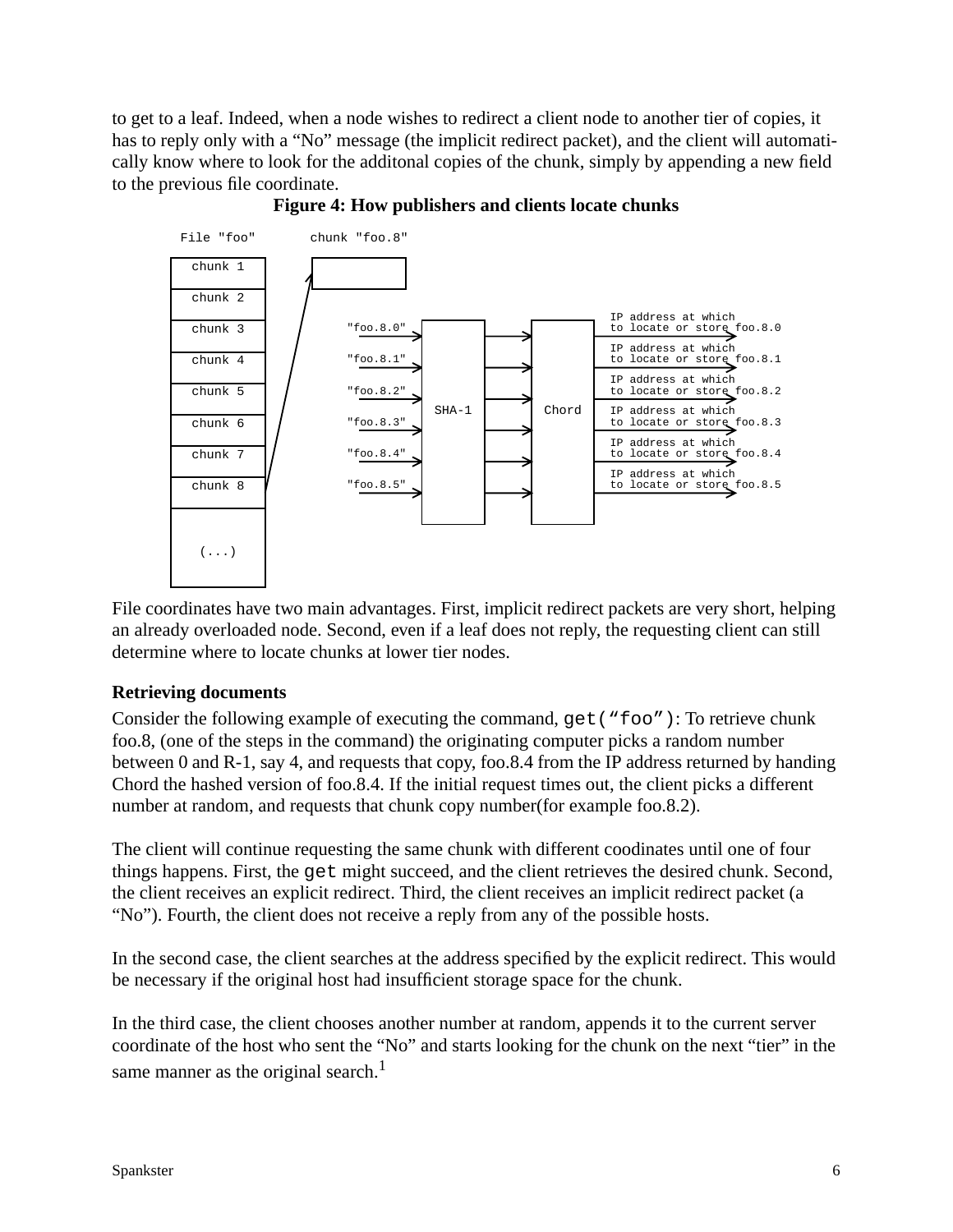to get to a leaf. Indeed, when a node wishes to redirect a client node to another tier of copies, it has to reply only with a "No" message (the implicit redirect packet), and the client will automatically know where to look for the additonal copies of the chunk, simply by appending a new field to the previous file coordinate.

**Figure 4: How publishers and clients locate chunks**

```
File "foo"        chunk "foo.8"
+---------+       +---------+
| chunk 1 |       |         |
+---------+       +---------+
| chunk 2 |
+---------+
| chunk 3 |  "foo.8.0" -> SHA-1 -> Chord -> IP address at which to locate or store foo.8.0
| chunk 4 |  "foo.8.1" -> SHA-1 -> Chord -> IP address at which to locate or store foo.8.1
| chunk 5 |  "foo.8.2" -> SHA-1 -> Chord -> IP address at which to locate or store foo.8.2
| chunk 6 |  "foo.8.3" -> SHA-1 -> Chord -> IP address at which to locate or store foo.8.3
| chunk 7 |  "foo.8.4" -> SHA-1 -> Chord -> IP address at which to locate or store foo.8.4
| chunk 8 |  "foo.8.5" -> SHA-1 -> Chord -> IP address at which to locate or store foo.8.5
+---------+
|  (...)  |
+---------+
```

File coordinates have two main advantages. First, implicit redirect packets are very short, helping an already overloaded node. Second, even if a leaf does not reply, the requesting client can still determine where to locate chunks at lower tier nodes.

**Retrieving documents**

Consider the following example of executing the command, `get("foo")`: To retrieve chunk foo.8, (one of the steps in the command) the originating computer picks a random number between 0 and R-1, say 4, and requests that copy, foo.8.4 from the IP address returned by handing Chord the hashed version of foo.8.4. If the initial request times out, the client picks a different number at random, and requests that chunk copy number(for example foo.8.2).

The client will continue requesting the same chunk with different coodinates until one of four things happens. First, the `get` might succeed, and the client retrieves the desired chunk. Second, the client receives an explicit redirect. Third, the client receives an implicit redirect packet (a "No"). Fourth, the client does not receive a reply from any of the possible hosts.

In the second case, the client searches at the address specified by the explicit redirect. This would be necessary if the original host had insufficient storage space for the chunk.

In the third case, the client chooses another number at random, appends it to the current server coordinate of the host who sent the "No" and starts looking for the chunk on the next "tier" in the same manner as the original search.[1]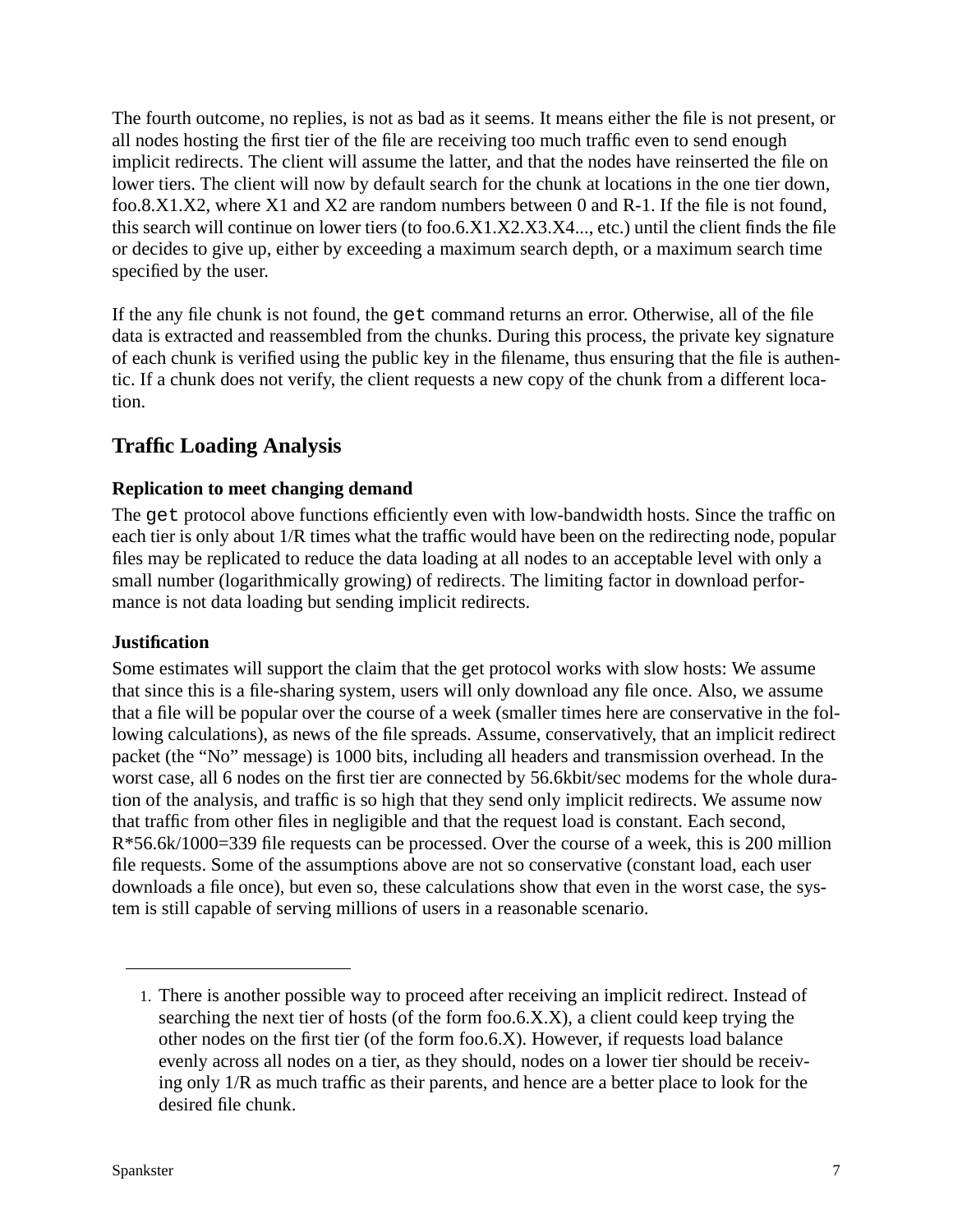The fourth outcome, no replies, is not as bad as it seems. It means either the file is not present, or all nodes hosting the first tier of the file are receiving too much traffic even to send enough implicit redirects. The client will assume the latter, and that the nodes have reinserted the file on lower tiers. The client will now by default search for the chunk at locations in the one tier down, foo.8.X1.X2, where X1 and X2 are random numbers between 0 and R-1. If the file is not found, this search will continue on lower tiers (to foo.6.X1.X2.X3.X4..., etc.) until the client finds the file or decides to give up, either by exceeding a maximum search depth, or a maximum search time specified by the user.

If the any file chunk is not found, the `get` command returns an error. Otherwise, all of the file data is extracted and reassembled from the chunks. During this process, the private key signature of each chunk is verified using the public key in the filename, thus ensuring that the file is authentic. If a chunk does not verify, the client requests a new copy of the chunk from a different location.

## Traffic Loading Analysis

### Replication to meet changing demand

The `get` protocol above functions efficiently even with low-bandwidth hosts. Since the traffic on each tier is only about 1/R times what the traffic would have been on the redirecting node, popular files may be replicated to reduce the data loading at all nodes to an acceptable level with only a small number (logarithmically growing) of redirects. The limiting factor in download performance is not data loading but sending implicit redirects.

### Justification

Some estimates will support the claim that the get protocol works with slow hosts: We assume that since this is a file-sharing system, users will only download any file once. Also, we assume that a file will be popular over the course of a week (smaller times here are conservative in the following calculations), as news of the file spreads. Assume, conservatively, that an implicit redirect packet (the "No" message) is 1000 bits, including all headers and transmission overhead. In the worst case, all 6 nodes on the first tier are connected by 56.6kbit/sec modems for the whole duration of the analysis, and traffic is so high that they send only implicit redirects. We assume now that traffic from other files in negligible and that the request load is constant. Each second, R*56.6k/1000=339 file requests can be processed. Over the course of a week, this is 200 million file requests. Some of the assumptions above are not so conservative (constant load, each user downloads a file once), but even so, these calculations show that even in the worst case, the system is still capable of serving millions of users in a reasonable scenario.

---

1. There is another possible way to proceed after receiving an implicit redirect. Instead of searching the next tier of hosts (of the form foo.6.X.X), a client could keep trying the other nodes on the first tier (of the form foo.6.X). However, if requests load balance evenly across all nodes on a tier, as they should, nodes on a lower tier should be receiving only 1/R as much traffic as their parents, and hence are a better place to look for the desired file chunk.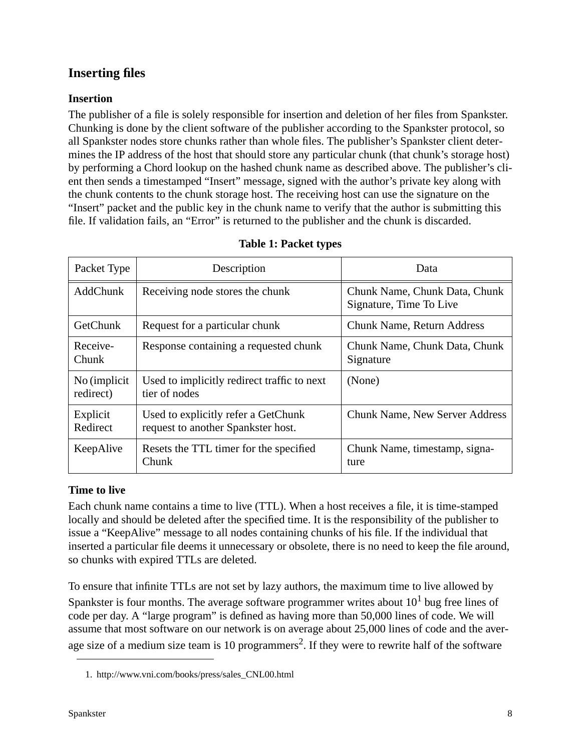## Inserting files

### Insertion

The publisher of a file is solely responsible for insertion and deletion of her files from Spankster. Chunking is done by the client software of the publisher according to the Spankster protocol, so all Spankster nodes store chunks rather than whole files. The publisher's Spankster client determines the IP address of the host that should store any particular chunk (that chunk's storage host) by performing a Chord lookup on the hashed chunk name as described above. The publisher's client then sends a timestamped "Insert" message, signed with the author's private key along with the chunk contents to the chunk storage host. The receiving host can use the signature on the "Insert" packet and the public key in the chunk name to verify that the author is submitting this file. If validation fails, an "Error" is returned to the publisher and the chunk is discarded.

**Table 1: Packet types**

| Packet Type | Description | Data |
|---|---|---|
| AddChunk | Receiving node stores the chunk | Chunk Name, Chunk Data, Chunk Signature, Time To Live |
| GetChunk | Request for a particular chunk | Chunk Name, Return Address |
| Receive-Chunk | Response containing a requested chunk | Chunk Name, Chunk Data, Chunk Signature |
| No (implicit redirect) | Used to implicitly redirect traffic to next tier of nodes | (None) |
| Explicit Redirect | Used to explicitly refer a GetChunk request to another Spankster host. | Chunk Name, New Server Address |
| KeepAlive | Resets the TTL timer for the specified Chunk | Chunk Name, timestamp, signature |

### Time to live

Each chunk name contains a time to live (TTL). When a host receives a file, it is time-stamped locally and should be deleted after the specified time. It is the responsibility of the publisher to issue a "KeepAlive" message to all nodes containing chunks of his file. If the individual that inserted a particular file deems it unnecessary or obsolete, there is no need to keep the file around, so chunks with expired TTLs are deleted.

To ensure that infinite TTLs are not set by lazy authors, the maximum time to live allowed by Spankster is four months. The average software programmer writes about 10[1] bug free lines of code per day. A "large program" is defined as having more than 50,000 lines of code. We will assume that most software on our network is on average about 25,000 lines of code and the average size of a medium size team is 10 programmers[2]. If they were to rewrite half of the software

1. http://www.vni.com/books/press/sales_CNL00.html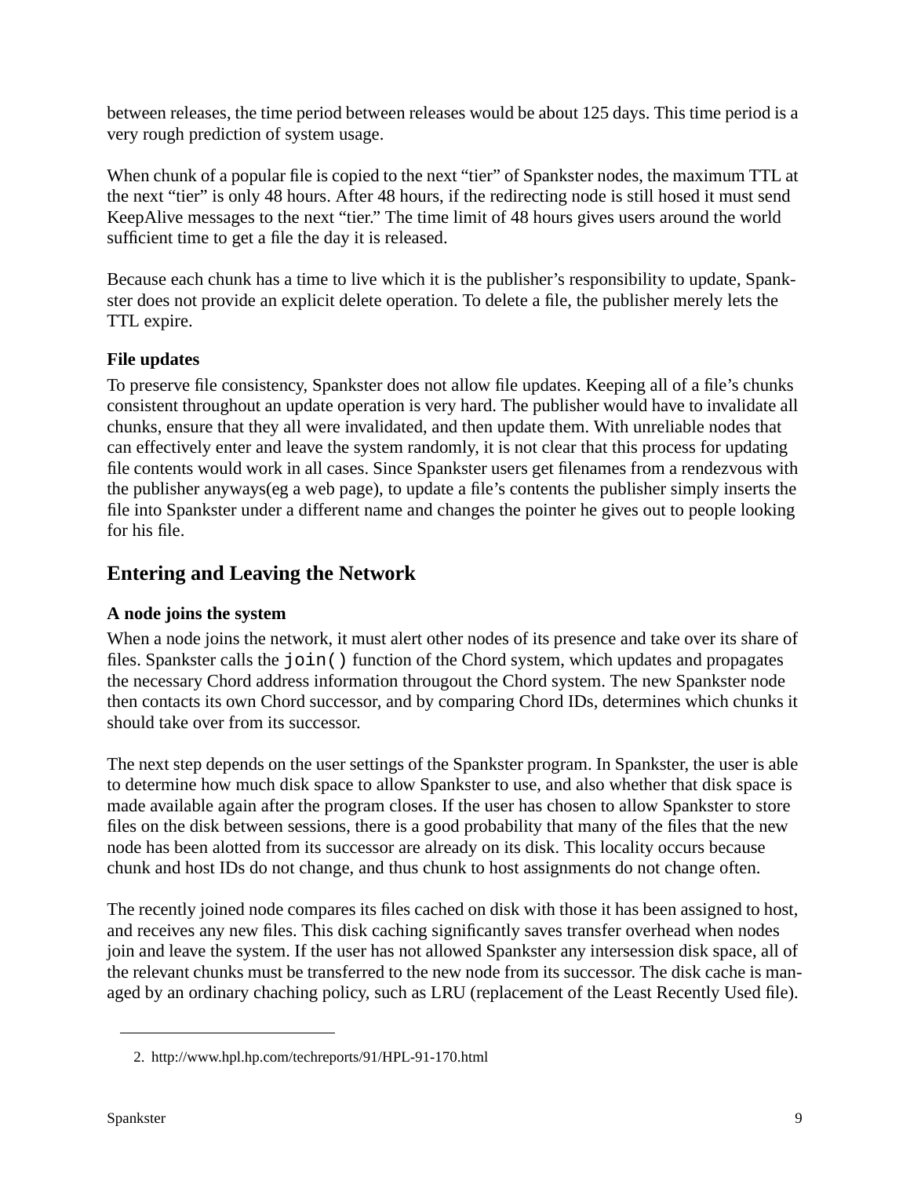between releases, the time period between releases would be about 125 days. This time period is a very rough prediction of system usage.

When chunk of a popular file is copied to the next “tier” of Spankster nodes, the maximum TTL at the next “tier” is only 48 hours. After 48 hours, if the redirecting node is still hosed it must send KeepAlive messages to the next “tier.” The time limit of 48 hours gives users around the world sufficient time to get a file the day it is released.

Because each chunk has a time to live which it is the publisher’s responsibility to update, Spankster does not provide an explicit delete operation. To delete a file, the publisher merely lets the TTL expire.

### File updates

To preserve file consistency, Spankster does not allow file updates. Keeping all of a file’s chunks consistent throughout an update operation is very hard. The publisher would have to invalidate all chunks, ensure that they all were invalidated, and then update them. With unreliable nodes that can effectively enter and leave the system randomly, it is not clear that this process for updating file contents would work in all cases. Since Spankster users get filenames from a rendezvous with the publisher anyways(eg a web page), to update a file’s contents the publisher simply inserts the file into Spankster under a different name and changes the pointer he gives out to people looking for his file.

## Entering and Leaving the Network

### A node joins the system

When a node joins the network, it must alert other nodes of its presence and take over its share of files. Spankster calls the `join()` function of the Chord system, which updates and propagates the necessary Chord address information througout the Chord system. The new Spankster node then contacts its own Chord successor, and by comparing Chord IDs, determines which chunks it should take over from its successor.

The next step depends on the user settings of the Spankster program. In Spankster, the user is able to determine how much disk space to allow Spankster to use, and also whether that disk space is made available again after the program closes. If the user has chosen to allow Spankster to store files on the disk between sessions, there is a good probability that many of the files that the new node has been alotted from its successor are already on its disk. This locality occurs because chunk and host IDs do not change, and thus chunk to host assignments do not change often.

The recently joined node compares its files cached on disk with those it has been assigned to host, and receives any new files. This disk caching significantly saves transfer overhead when nodes join and leave the system. If the user has not allowed Spankster any intersession disk space, all of the relevant chunks must be transferred to the new node from its successor. The disk cache is managed by an ordinary chaching policy, such as LRU (replacement of the Least Recently Used file).

2. http://www.hpl.hp.com/techreports/91/HPL-91-170.html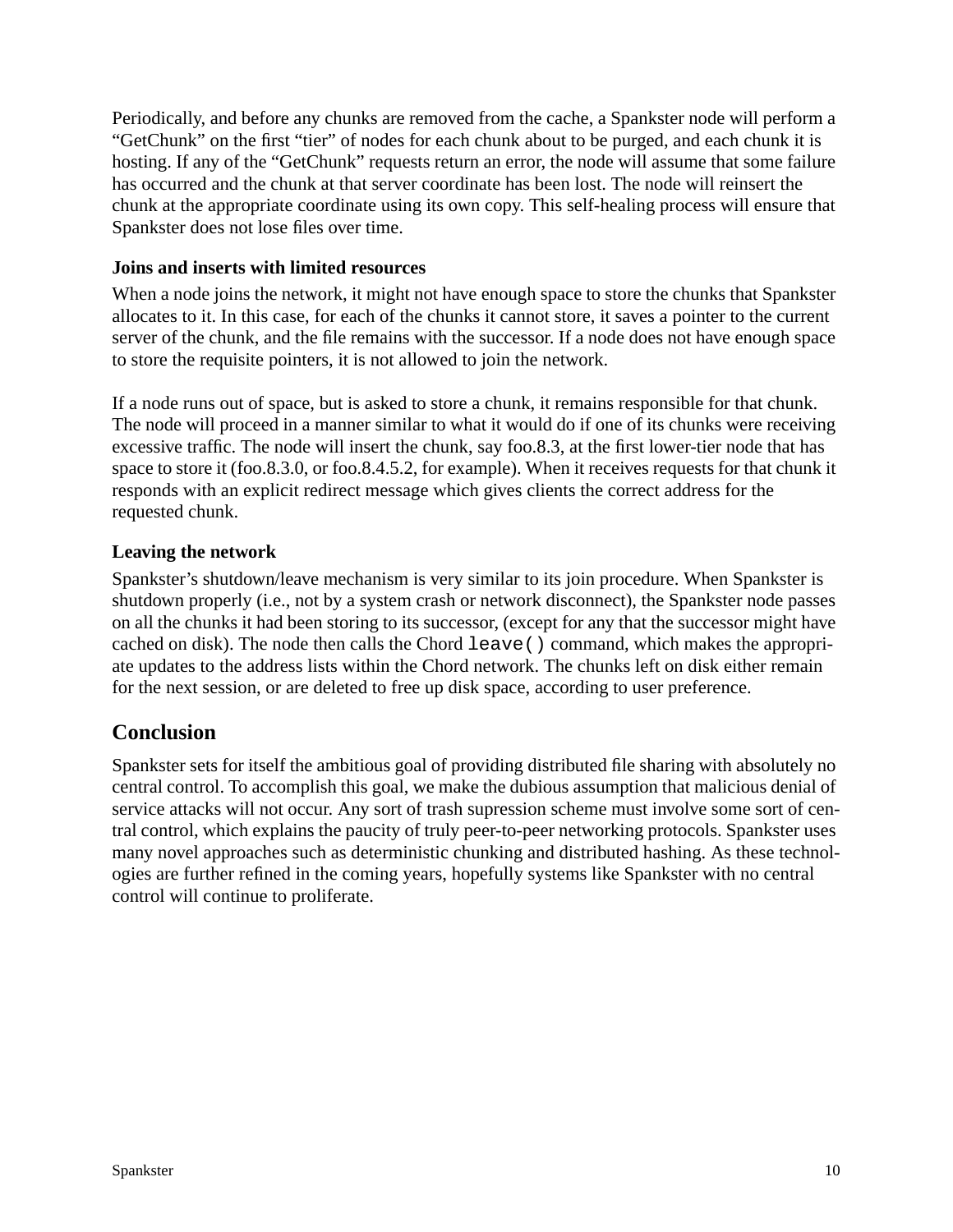Periodically, and before any chunks are removed from the cache, a Spankster node will perform a “GetChunk” on the first “tier” of nodes for each chunk about to be purged, and each chunk it is hosting. If any of the “GetChunk” requests return an error, the node will assume that some failure has occurred and the chunk at that server coordinate has been lost. The node will reinsert the chunk at the appropriate coordinate using its own copy. This self-healing process will ensure that Spankster does not lose files over time.

### Joins and inserts with limited resources

When a node joins the network, it might not have enough space to store the chunks that Spankster allocates to it. In this case, for each of the chunks it cannot store, it saves a pointer to the current server of the chunk, and the file remains with the successor. If a node does not have enough space to store the requisite pointers, it is not allowed to join the network.

If a node runs out of space, but is asked to store a chunk, it remains responsible for that chunk. The node will proceed in a manner similar to what it would do if one of its chunks were receiving excessive traffic. The node will insert the chunk, say foo.8.3, at the first lower-tier node that has space to store it (foo.8.3.0, or foo.8.4.5.2, for example). When it receives requests for that chunk it responds with an explicit redirect message which gives clients the correct address for the requested chunk.

### Leaving the network

Spankster’s shutdown/leave mechanism is very similar to its join procedure. When Spankster is shutdown properly (i.e., not by a system crash or network disconnect), the Spankster node passes on all the chunks it had been storing to its successor, (except for any that the successor might have cached on disk). The node then calls the Chord `leave()` command, which makes the appropriate updates to the address lists within the Chord network. The chunks left on disk either remain for the next session, or are deleted to free up disk space, according to user preference.

## Conclusion

Spankster sets for itself the ambitious goal of providing distributed file sharing with absolutely no central control. To accomplish this goal, we make the dubious assumption that malicious denial of service attacks will not occur. Any sort of trash supression scheme must involve some sort of central control, which explains the paucity of truly peer-to-peer networking protocols. Spankster uses many novel approaches such as deterministic chunking and distributed hashing. As these technologies are further refined in the coming years, hopefully systems like Spankster with no central control will continue to proliferate.